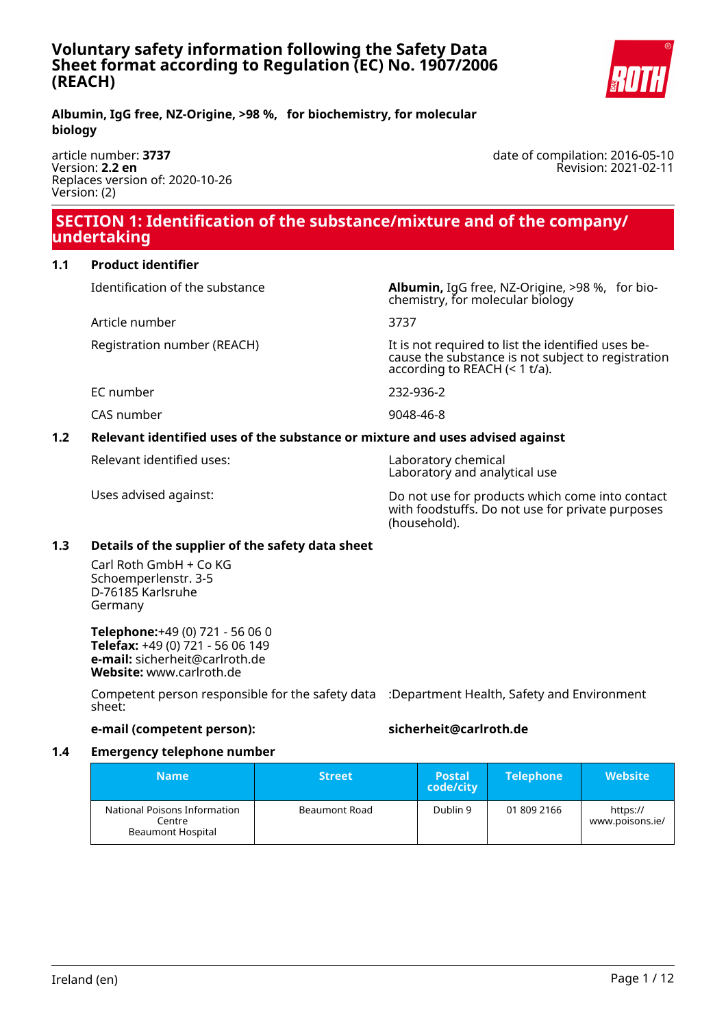# Voluntary safety information following the Safety Data Sheet format according to Regulation (EC) No. 1907/2006 (REACH)

**Albumin, IgG free, NZ-Origine, >98 %, for biochemistry, for molecular biology**

article number: **3737**
Version: **2.2 en**
Replaces version of: 2020-10-26
Version: (2)

date of compilation: 2016-05-10
Revision: 2021-02-11

## SECTION 1: Identification of the substance/mixture and of the company/undertaking

### 1.1 Product identifier

Identification of the substance: **Albumin,** IgG free, NZ-Origine, >98 %, for biochemistry, for molecular biology

Article number: 3737

Registration number (REACH): It is not required to list the identified uses because the substance is not subject to registration according to REACH (< 1 t/a).

EC number: 232-936-2

CAS number: 9048-46-8

### 1.2 Relevant identified uses of the substance or mixture and uses advised against

Relevant identified uses: Laboratory chemical
Laboratory and analytical use

Uses advised against: Do not use for products which come into contact with foodstuffs. Do not use for private purposes (household).

### 1.3 Details of the supplier of the safety data sheet

Carl Roth GmbH + Co KG
Schoemperlenstr. 3-5
D-76185 Karlsruhe
Germany

**Telephone:**+49 (0) 721 - 56 06 0
**Telefax:** +49 (0) 721 - 56 06 149
**e-mail:** sicherheit@carlroth.de
**Website:** www.carlroth.de

Competent person responsible for the safety data sheet: :Department Health, Safety and Environment

**e-mail (competent person):** **sicherheit@carlroth.de**

### 1.4 Emergency telephone number

| Name | Street | Postal code/city | Telephone | Website |
|---|---|---|---|---|
| National Poisons Information Centre Beaumont Hospital | Beaumont Road | Dublin 9 | 01 809 2166 | https://www.poisons.ie/ |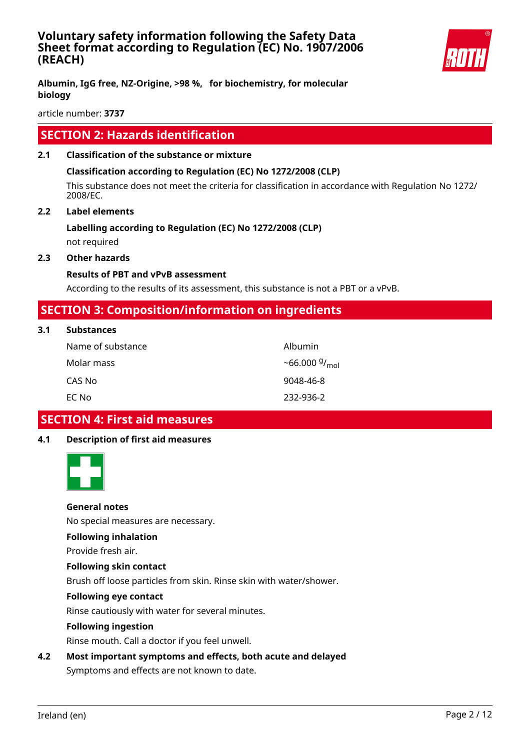## SECTION 2: Hazards identification

### 2.1 Classification of the substance or mixture

**Classification according to Regulation (EC) No 1272/2008 (CLP)**

This substance does not meet the criteria for classification in accordance with Regulation No 1272/2008/EC.

### 2.2 Label elements

**Labelling according to Regulation (EC) No 1272/2008 (CLP)**

not required

### 2.3 Other hazards

**Results of PBT and vPvB assessment**

According to the results of its assessment, this substance is not a PBT or a vPvB.

## SECTION 3: Composition/information on ingredients

### 3.1 Substances

| | |
|---|---|
| Name of substance | Albumin |
| Molar mass | ~66.000 $^{g}/_{mol}$ |
| CAS No | 9048-46-8 |
| EC No | 232-936-2 |

## SECTION 4: First aid measures

### 4.1 Description of first aid measures

**General notes**

No special measures are necessary.

**Following inhalation**

Provide fresh air.

**Following skin contact**

Brush off loose particles from skin. Rinse skin with water/shower.

**Following eye contact**

Rinse cautiously with water for several minutes.

**Following ingestion**

Rinse mouth. Call a doctor if you feel unwell.

### 4.2 Most important symptoms and effects, both acute and delayed

Symptoms and effects are not known to date.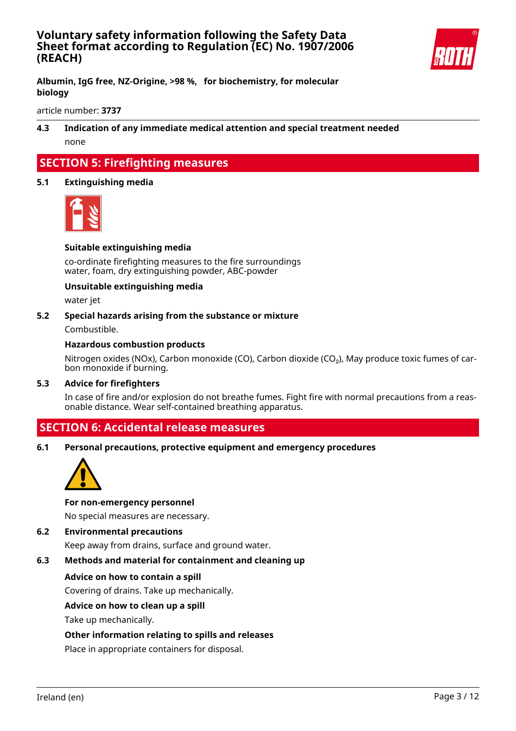**Albumin, IgG free, NZ-Origine, >98 %, for biochemistry, for molecular biology**

article number: **3737**

### 4.3 Indication of any immediate medical attention and special treatment needed

none

## SECTION 5: Firefighting measures

### 5.1 Extinguishing media

**Suitable extinguishing media**

co-ordinate firefighting measures to the fire surroundings
water, foam, dry extinguishing powder, ABC-powder

**Unsuitable extinguishing media**

water jet

### 5.2 Special hazards arising from the substance or mixture

Combustible.

**Hazardous combustion products**

Nitrogen oxides (NOx), Carbon monoxide (CO), Carbon dioxide ($CO_2$), May produce toxic fumes of carbon monoxide if burning.

### 5.3 Advice for firefighters

In case of fire and/or explosion do not breathe fumes. Fight fire with normal precautions from a reasonable distance. Wear self-contained breathing apparatus.

## SECTION 6: Accidental release measures

### 6.1 Personal precautions, protective equipment and emergency procedures

**For non-emergency personnel**

No special measures are necessary.

### 6.2 Environmental precautions

Keep away from drains, surface and ground water.

### 6.3 Methods and material for containment and cleaning up

**Advice on how to contain a spill**

Covering of drains. Take up mechanically.

**Advice on how to clean up a spill**

Take up mechanically.

**Other information relating to spills and releases**

Place in appropriate containers for disposal.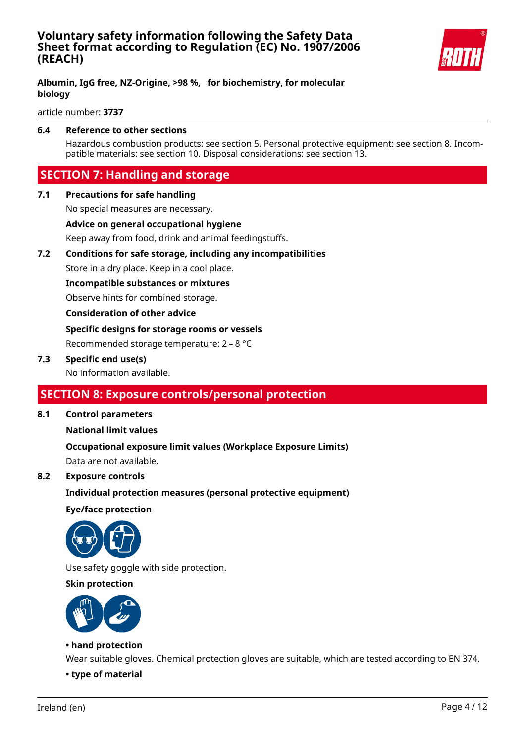### 6.4 Reference to other sections

Hazardous combustion products: see section 5. Personal protective equipment: see section 8. Incompatible materials: see section 10. Disposal considerations: see section 13.

## SECTION 7: Handling and storage

### 7.1 Precautions for safe handling

No special measures are necessary.

**Advice on general occupational hygiene**

Keep away from food, drink and animal feedingstuffs.

### 7.2 Conditions for safe storage, including any incompatibilities

Store in a dry place. Keep in a cool place.

**Incompatible substances or mixtures**

Observe hints for combined storage.

**Consideration of other advice**

**Specific designs for storage rooms or vessels**

Recommended storage temperature: 2 – 8 °C

### 7.3 Specific end use(s)

No information available.

## SECTION 8: Exposure controls/personal protection

### 8.1 Control parameters

**National limit values**

**Occupational exposure limit values (Workplace Exposure Limits)**

Data are not available.

### 8.2 Exposure controls

**Individual protection measures (personal protective equipment)**

**Eye/face protection**

Use safety goggle with side protection.

**Skin protection**

**• hand protection**

Wear suitable gloves. Chemical protection gloves are suitable, which are tested according to EN 374.

**• type of material**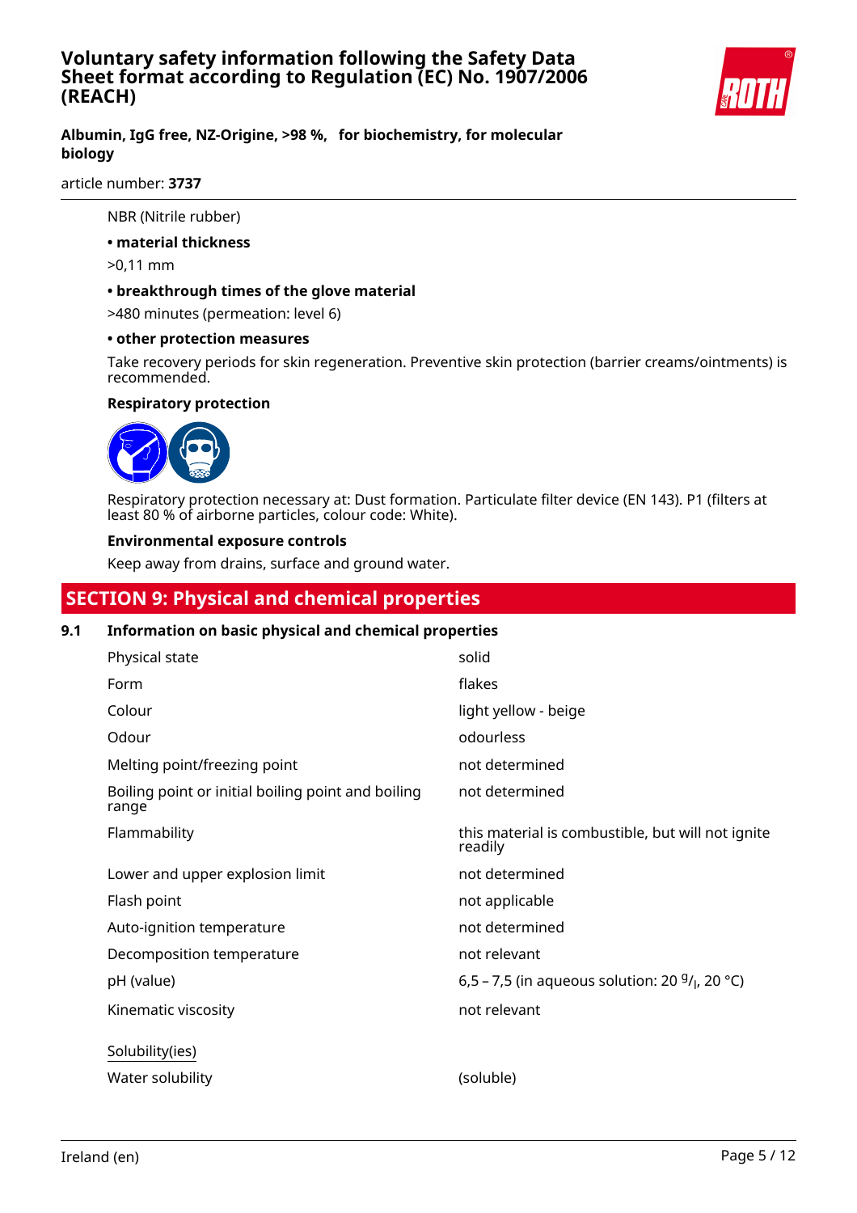NBR (Nitrile rubber)

**• material thickness**

>0,11 mm

**• breakthrough times of the glove material**

>480 minutes (permeation: level 6)

**• other protection measures**

Take recovery periods for skin regeneration. Preventive skin protection (barrier creams/ointments) is recommended.

**Respiratory protection**

Respiratory protection necessary at: Dust formation. Particulate filter device (EN 143). P1 (filters at least 80 % of airborne particles, colour code: White).

**Environmental exposure controls**

Keep away from drains, surface and ground water.

## SECTION 9: Physical and chemical properties

### 9.1 Information on basic physical and chemical properties

| | |
|---|---|
| Physical state | solid |
| Form | flakes |
| Colour | light yellow - beige |
| Odour | odourless |
| Melting point/freezing point | not determined |
| Boiling point or initial boiling point and boiling range | not determined |
| Flammability | this material is combustible, but will not ignite readily |
| Lower and upper explosion limit | not determined |
| Flash point | not applicable |
| Auto-ignition temperature | not determined |
| Decomposition temperature | not relevant |
| pH (value) | 6,5 – 7,5 (in aqueous solution: 20 $^{g}/_{l}$, 20 °C) |
| Kinematic viscosity | not relevant |

Solubility(ies)

| | |
|---|---|
| Water solubility | (soluble) |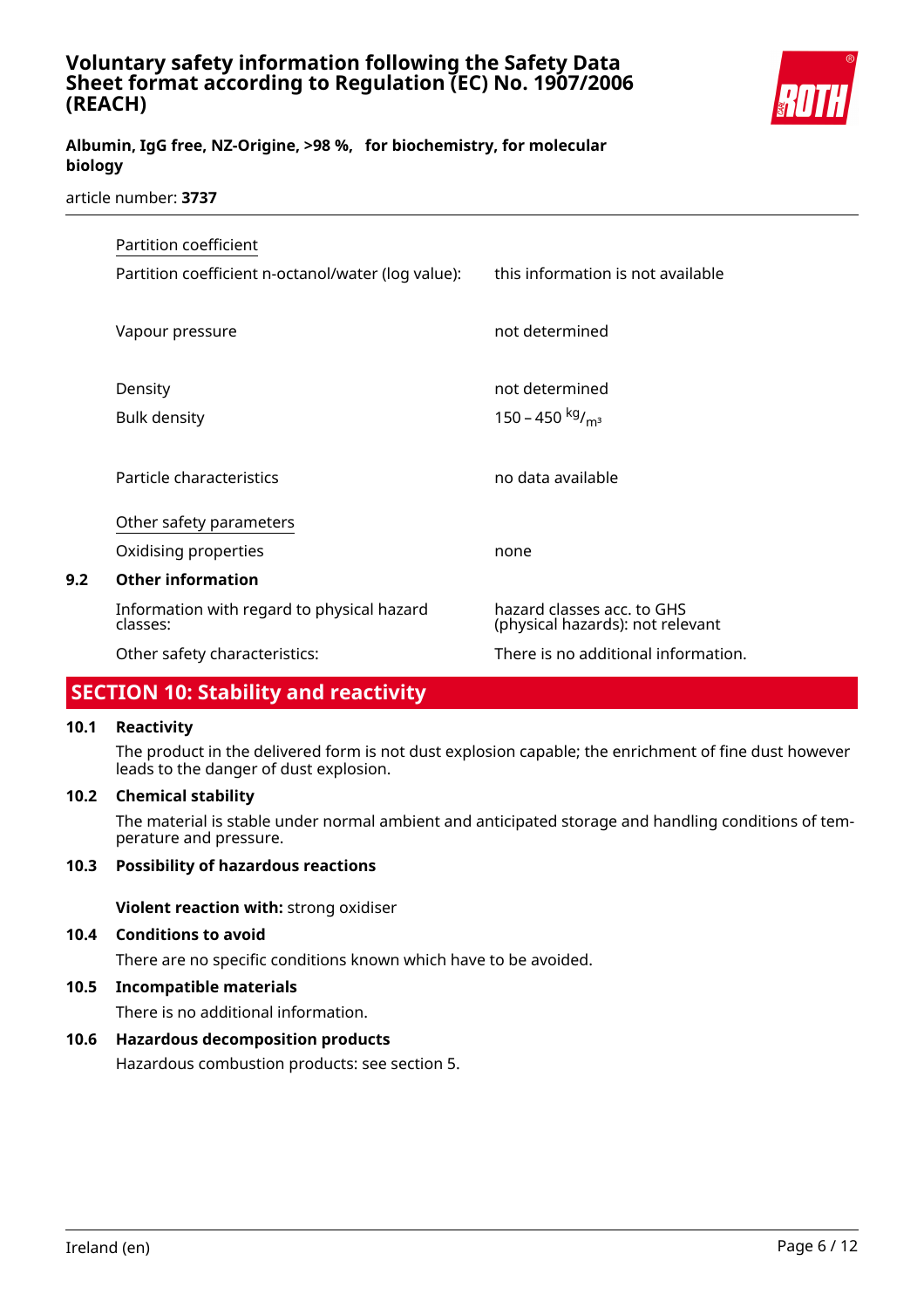Partition coefficient

| | |
|---|---|
| Partition coefficient n-octanol/water (log value): | this information is not available |
| Vapour pressure | not determined |
| Density | not determined |
| Bulk density | 150 – 450 $^{kg}/_{m^3}$ |
| Particle characteristics | no data available |

Other safety parameters

| | |
|---|---|
| Oxidising properties | none |

**9.2 Other information**

| | |
|---|---|
| Information with regard to physical hazard classes: | hazard classes acc. to GHS (physical hazards): not relevant |
| Other safety characteristics: | There is no additional information. |

## SECTION 10: Stability and reactivity

**10.1 Reactivity**

The product in the delivered form is not dust explosion capable; the enrichment of fine dust however leads to the danger of dust explosion.

**10.2 Chemical stability**

The material is stable under normal ambient and anticipated storage and handling conditions of temperature and pressure.

**10.3 Possibility of hazardous reactions**

**Violent reaction with:** strong oxidiser

**10.4 Conditions to avoid**

There are no specific conditions known which have to be avoided.

**10.5 Incompatible materials**

There is no additional information.

**10.6 Hazardous decomposition products**

Hazardous combustion products: see section 5.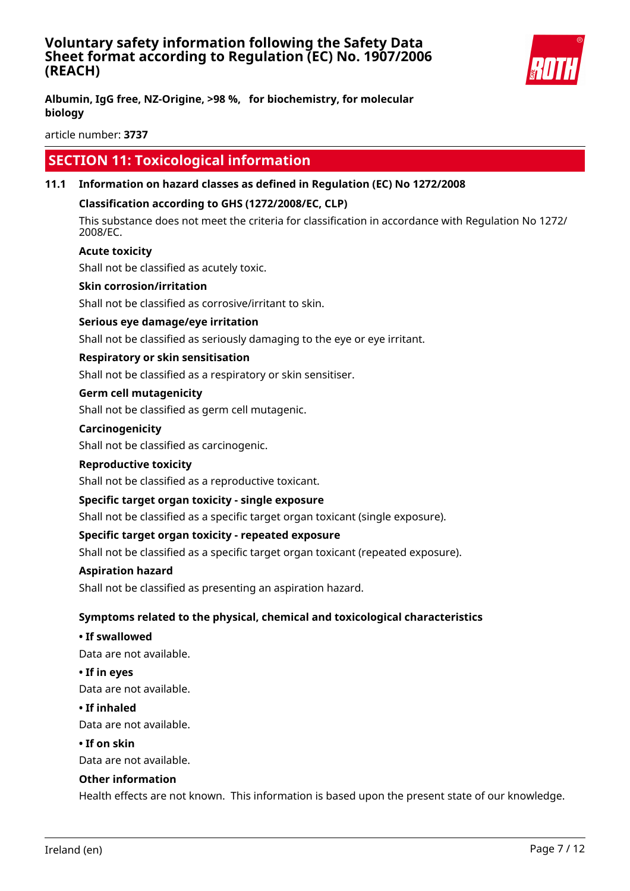**Albumin, IgG free, NZ-Origine, >98 %, for biochemistry, for molecular biology**

article number: **3737**

## SECTION 11: Toxicological information

### 11.1 Information on hazard classes as defined in Regulation (EC) No 1272/2008

**Classification according to GHS (1272/2008/EC, CLP)**

This substance does not meet the criteria for classification in accordance with Regulation No 1272/2008/EC.

**Acute toxicity**

Shall not be classified as acutely toxic.

**Skin corrosion/irritation**

Shall not be classified as corrosive/irritant to skin.

**Serious eye damage/eye irritation**

Shall not be classified as seriously damaging to the eye or eye irritant.

**Respiratory or skin sensitisation**

Shall not be classified as a respiratory or skin sensitiser.

**Germ cell mutagenicity**

Shall not be classified as germ cell mutagenic.

**Carcinogenicity**

Shall not be classified as carcinogenic.

**Reproductive toxicity**

Shall not be classified as a reproductive toxicant.

**Specific target organ toxicity - single exposure**

Shall not be classified as a specific target organ toxicant (single exposure).

**Specific target organ toxicity - repeated exposure**

Shall not be classified as a specific target organ toxicant (repeated exposure).

**Aspiration hazard**

Shall not be classified as presenting an aspiration hazard.

**Symptoms related to the physical, chemical and toxicological characteristics**

**• If swallowed**

Data are not available.

**• If in eyes**

Data are not available.

**• If inhaled**

Data are not available.

**• If on skin**

Data are not available.

**Other information**

Health effects are not known. This information is based upon the present state of our knowledge.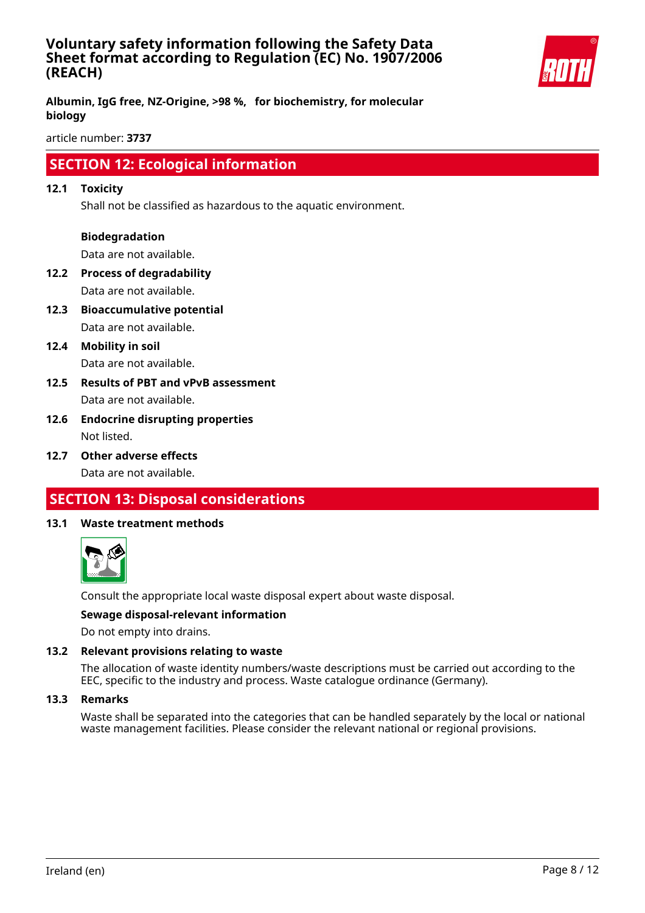## SECTION 12: Ecological information

### 12.1 Toxicity

Shall not be classified as hazardous to the aquatic environment.

**Biodegradation**

Data are not available.

### 12.2 Process of degradability

Data are not available.

### 12.3 Bioaccumulative potential

Data are not available.

### 12.4 Mobility in soil

Data are not available.

### 12.5 Results of PBT and vPvB assessment

Data are not available.

### 12.6 Endocrine disrupting properties

Not listed.

### 12.7 Other adverse effects

Data are not available.

## SECTION 13: Disposal considerations

### 13.1 Waste treatment methods

Consult the appropriate local waste disposal expert about waste disposal.

**Sewage disposal-relevant information**

Do not empty into drains.

### 13.2 Relevant provisions relating to waste

The allocation of waste identity numbers/waste descriptions must be carried out according to the EEC, specific to the industry and process. Waste catalogue ordinance (Germany).

### 13.3 Remarks

Waste shall be separated into the categories that can be handled separately by the local or national waste management facilities. Please consider the relevant national or regional provisions.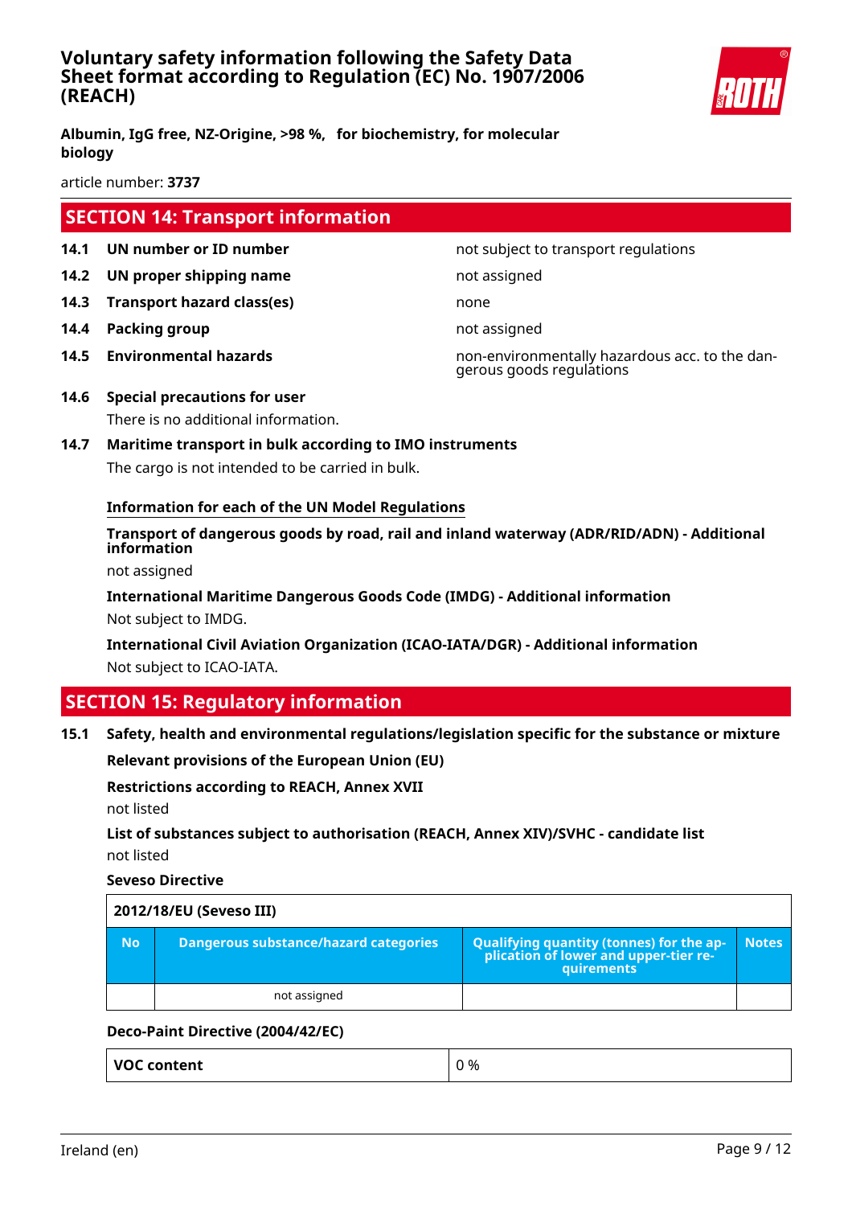## SECTION 14: Transport information

**14.1 UN number or ID number** — not subject to transport regulations

**14.2 UN proper shipping name** — not assigned

**14.3 Transport hazard class(es)** — none

**14.4 Packing group** — not assigned

**14.5 Environmental hazards** — non-environmentally hazardous acc. to the dangerous goods regulations

**14.6 Special precautions for user**

There is no additional information.

**14.7 Maritime transport in bulk according to IMO instruments**

The cargo is not intended to be carried in bulk.

**Information for each of the UN Model Regulations**

**Transport of dangerous goods by road, rail and inland waterway (ADR/RID/ADN) - Additional information**

not assigned

**International Maritime Dangerous Goods Code (IMDG) - Additional information**

Not subject to IMDG.

**International Civil Aviation Organization (ICAO-IATA/DGR) - Additional information**

Not subject to ICAO-IATA.

## SECTION 15: Regulatory information

**15.1 Safety, health and environmental regulations/legislation specific for the substance or mixture**

**Relevant provisions of the European Union (EU)**

**Restrictions according to REACH, Annex XVII**

not listed

**List of substances subject to authorisation (REACH, Annex XIV)/SVHC - candidate list**

not listed

**Seveso Directive**

| 2012/18/EU (Seveso III) | | | |
|---|---|---|---|
| **No** | **Dangerous substance/hazard categories** | **Qualifying quantity (tonnes) for the application of lower and upper-tier requirements** | **Notes** |
| | not assigned | | |

**Deco-Paint Directive (2004/42/EC)**

| VOC content | 0 % |
|---|---|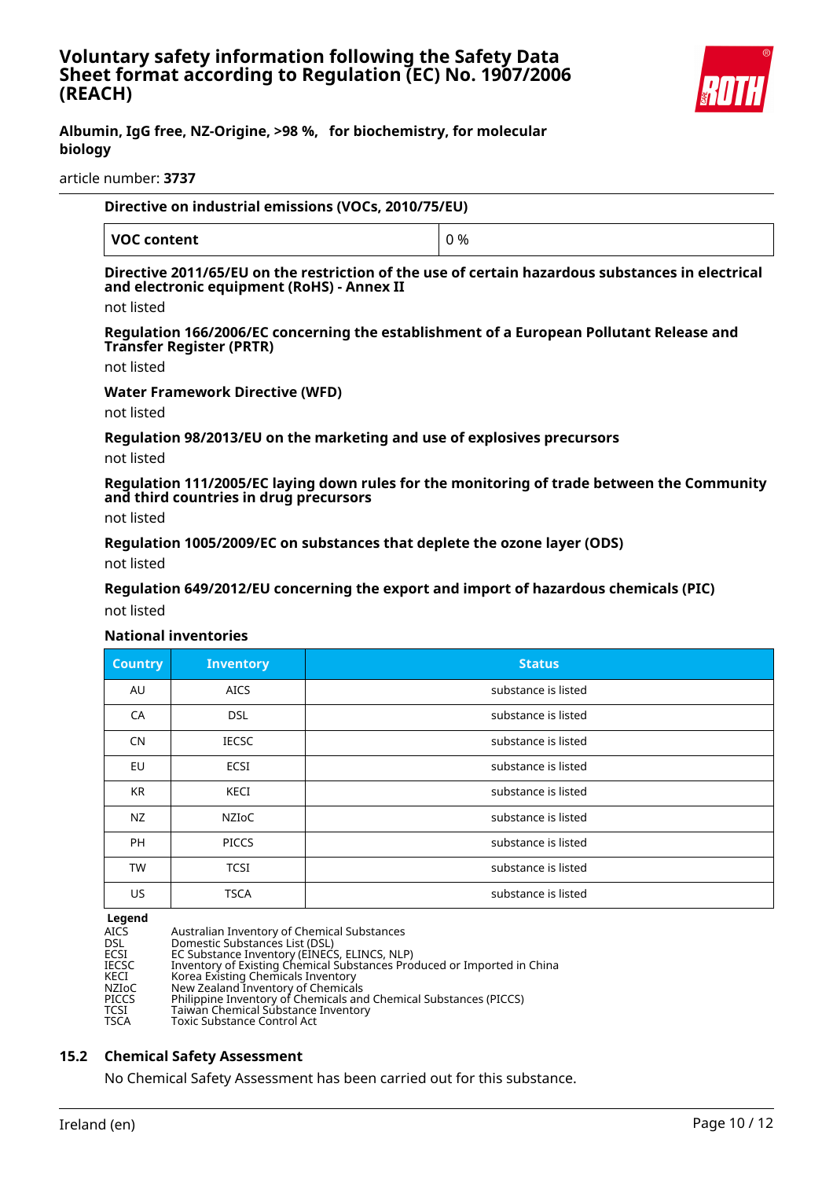**Directive on industrial emissions (VOCs, 2010/75/EU)**

| VOC content | 0 % |
|---|---|

**Directive 2011/65/EU on the restriction of the use of certain hazardous substances in electrical and electronic equipment (RoHS) - Annex II**

not listed

**Regulation 166/2006/EC concerning the establishment of a European Pollutant Release and Transfer Register (PRTR)**

not listed

**Water Framework Directive (WFD)**

not listed

**Regulation 98/2013/EU on the marketing and use of explosives precursors**

not listed

**Regulation 111/2005/EC laying down rules for the monitoring of trade between the Community and third countries in drug precursors**

not listed

**Regulation 1005/2009/EC on substances that deplete the ozone layer (ODS)**

not listed

**Regulation 649/2012/EU concerning the export and import of hazardous chemicals (PIC)**

not listed

**National inventories**

| Country | Inventory | Status |
|---|---|---|
| AU | AICS | substance is listed |
| CA | DSL | substance is listed |
| CN | IECSC | substance is listed |
| EU | ECSI | substance is listed |
| KR | KECI | substance is listed |
| NZ | NZIoC | substance is listed |
| PH | PICCS | substance is listed |
| TW | TCSI | substance is listed |
| US | TSCA | substance is listed |

**Legend**

- AICS Australian Inventory of Chemical Substances
- DSL Domestic Substances List (DSL)
- ECSI EC Substance Inventory (EINECS, ELINCS, NLP)
- IECSC Inventory of Existing Chemical Substances Produced or Imported in China
- KECI Korea Existing Chemicals Inventory
- NZIoC New Zealand Inventory of Chemicals
- PICCS Philippine Inventory of Chemicals and Chemical Substances (PICCS)
- TCSI Taiwan Chemical Substance Inventory
- TSCA Toxic Substance Control Act

## 15.2 Chemical Safety Assessment

No Chemical Safety Assessment has been carried out for this substance.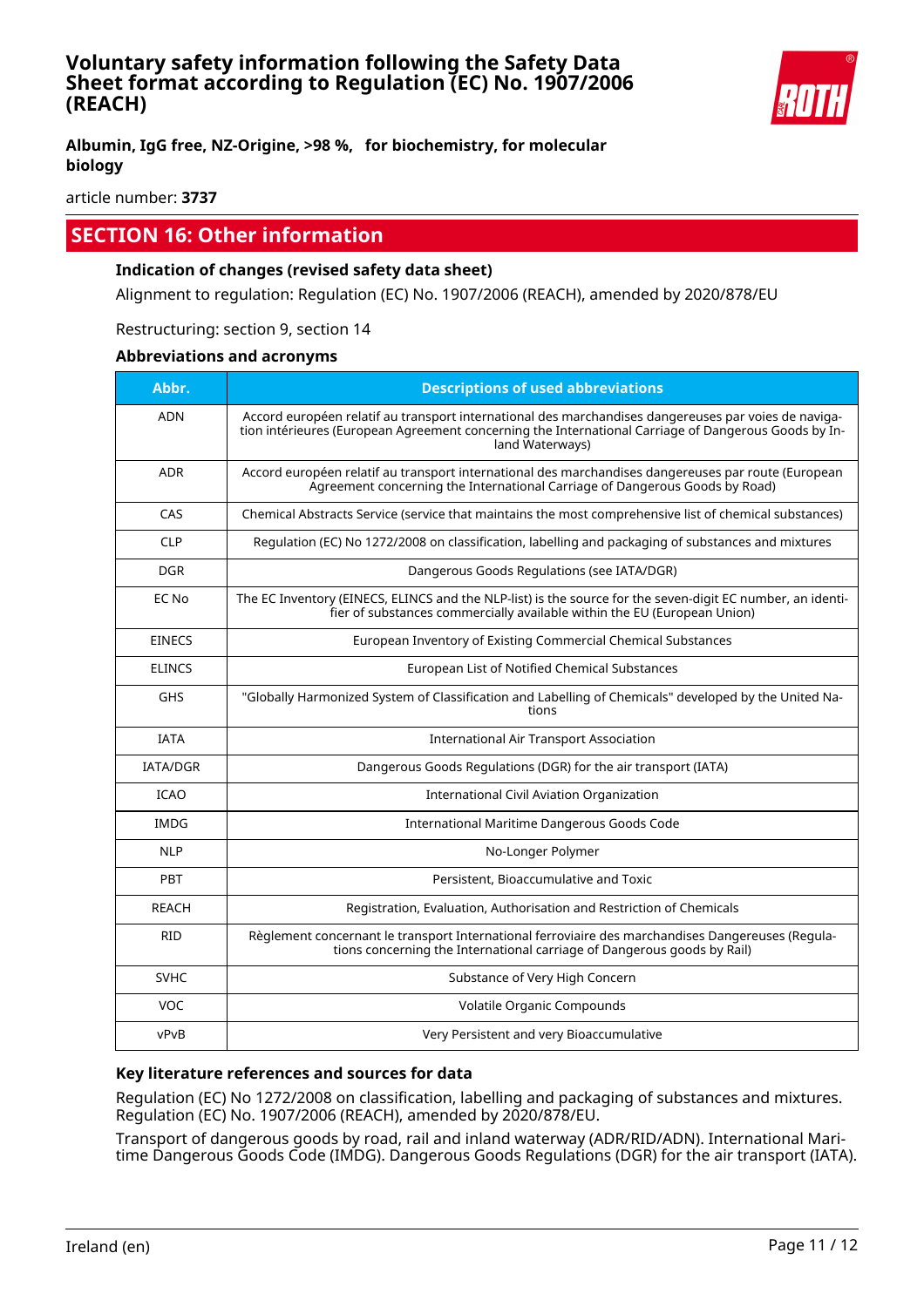## SECTION 16: Other information

### Indication of changes (revised safety data sheet)

Alignment to regulation: Regulation (EC) No. 1907/2006 (REACH), amended by 2020/878/EU

Restructuring: section 9, section 14

### Abbreviations and acronyms

| Abbr. | Descriptions of used abbreviations |
|---|---|
| ADN | Accord européen relatif au transport international des marchandises dangereuses par voies de navigation intérieures (European Agreement concerning the International Carriage of Dangerous Goods by Inland Waterways) |
| ADR | Accord européen relatif au transport international des marchandises dangereuses par route (European Agreement concerning the International Carriage of Dangerous Goods by Road) |
| CAS | Chemical Abstracts Service (service that maintains the most comprehensive list of chemical substances) |
| CLP | Regulation (EC) No 1272/2008 on classification, labelling and packaging of substances and mixtures |
| DGR | Dangerous Goods Regulations (see IATA/DGR) |
| EC No | The EC Inventory (EINECS, ELINCS and the NLP-list) is the source for the seven-digit EC number, an identifier of substances commercially available within the EU (European Union) |
| EINECS | European Inventory of Existing Commercial Chemical Substances |
| ELINCS | European List of Notified Chemical Substances |
| GHS | "Globally Harmonized System of Classification and Labelling of Chemicals" developed by the United Nations |
| IATA | International Air Transport Association |
| IATA/DGR | Dangerous Goods Regulations (DGR) for the air transport (IATA) |
| ICAO | International Civil Aviation Organization |
| IMDG | International Maritime Dangerous Goods Code |
| NLP | No-Longer Polymer |
| PBT | Persistent, Bioaccumulative and Toxic |
| REACH | Registration, Evaluation, Authorisation and Restriction of Chemicals |
| RID | Règlement concernant le transport International ferroviaire des marchandises Dangereuses (Regulations concerning the International carriage of Dangerous goods by Rail) |
| SVHC | Substance of Very High Concern |
| VOC | Volatile Organic Compounds |
| vPvB | Very Persistent and very Bioaccumulative |

### Key literature references and sources for data

Regulation (EC) No 1272/2008 on classification, labelling and packaging of substances and mixtures. Regulation (EC) No. 1907/2006 (REACH), amended by 2020/878/EU.

Transport of dangerous goods by road, rail and inland waterway (ADR/RID/ADN). International Maritime Dangerous Goods Code (IMDG). Dangerous Goods Regulations (DGR) for the air transport (IATA).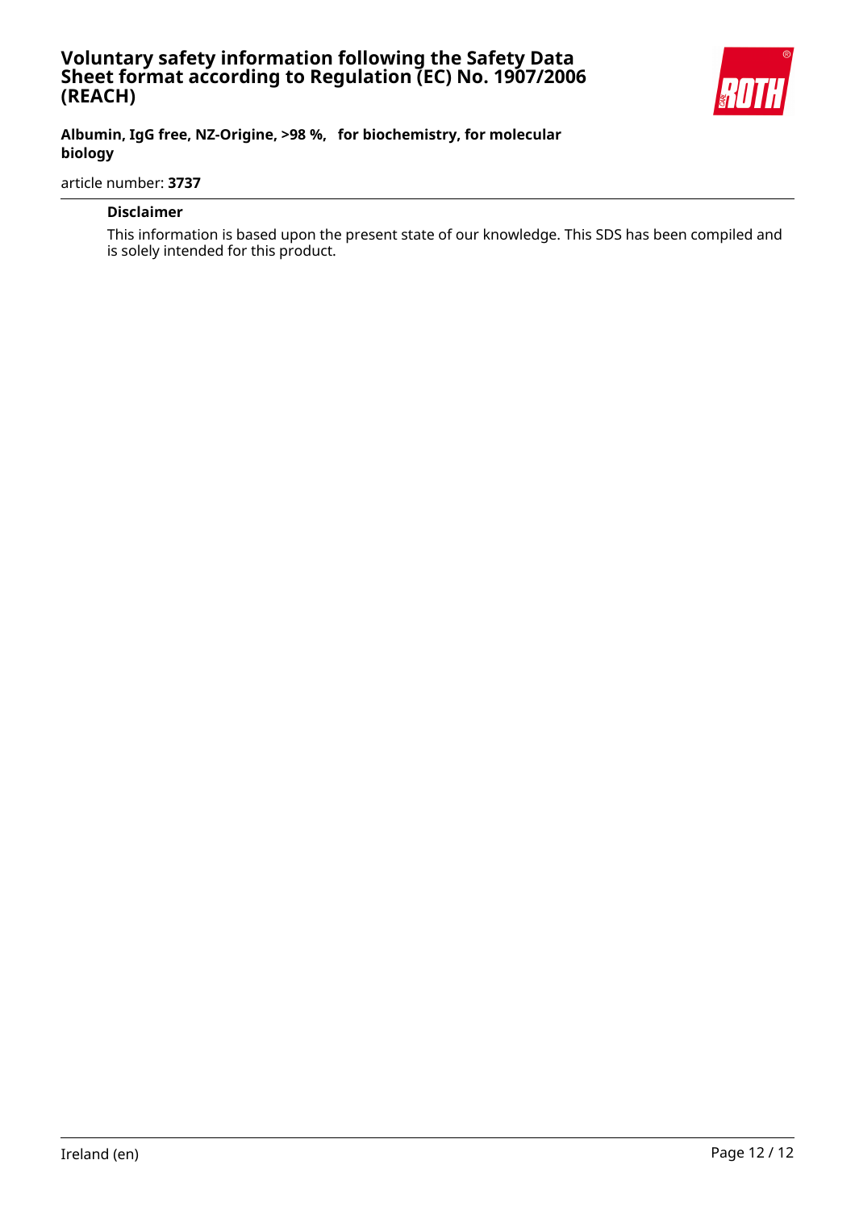#### Disclaimer

This information is based upon the present state of our knowledge. This SDS has been compiled and is solely intended for this product.